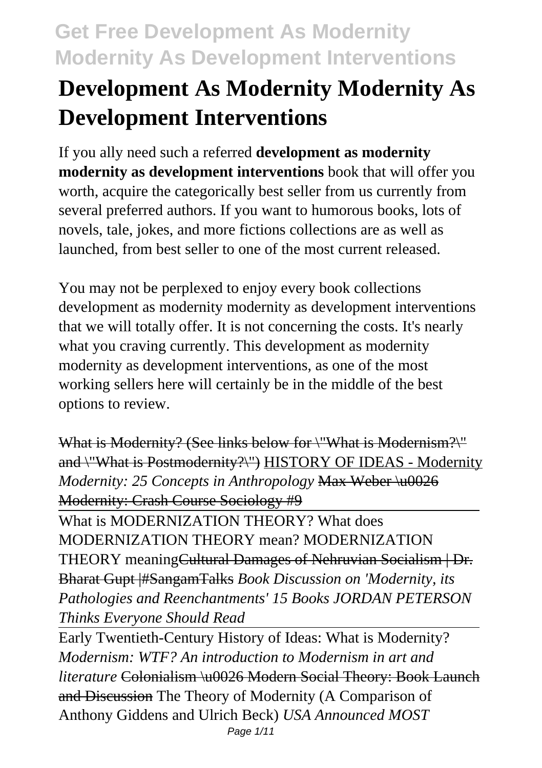# Development As Modernity Modernity As Development Interventions

If you ally need such a referred **development as modernity modernity as development interventions** book that will offer you worth, acquire the categorically best seller from us currently from several preferred authors. If you want to humorous books, lots of novels, tale, jokes, and more fictions collections are as well as launched, from best seller to one of the most current released.

You may not be perplexed to enjoy every book collections development as modernity modernity as development interventions that we will totally offer. It is not concerning the costs. It's nearly what you craving currently. This development as modernity modernity as development interventions, as one of the most working sellers here will certainly be in the middle of the best options to review.

~~What is Modernity? (See links below for \"What is Modernism?\" and \"What is Postmodernity?\")~~ HISTORY OF IDEAS - Modernity *Modernity: 25 Concepts in Anthropology* ~~Max Weber \u0026 Modernity: Crash Course Sociology #9~~

What is MODERNIZATION THEORY? What does MODERNIZATION THEORY mean? MODERNIZATION THEORY meaning~~Cultural Damages of Nehruvian Socialism | Dr. Bharat Gupt |#SangamTalks~~ *Book Discussion on 'Modernity, its Pathologies and Reenchantments' 15 Books JORDAN PETERSON Thinks Everyone Should Read*

Early Twentieth-Century History of Ideas: What is Modernity? *Modernism: WTF? An introduction to Modernism in art and literature* ~~Colonialism \u0026 Modern Social Theory: Book Launch and Discussion~~ The Theory of Modernity (A Comparison of Anthony Giddens and Ulrich Beck) *USA Announced MOST*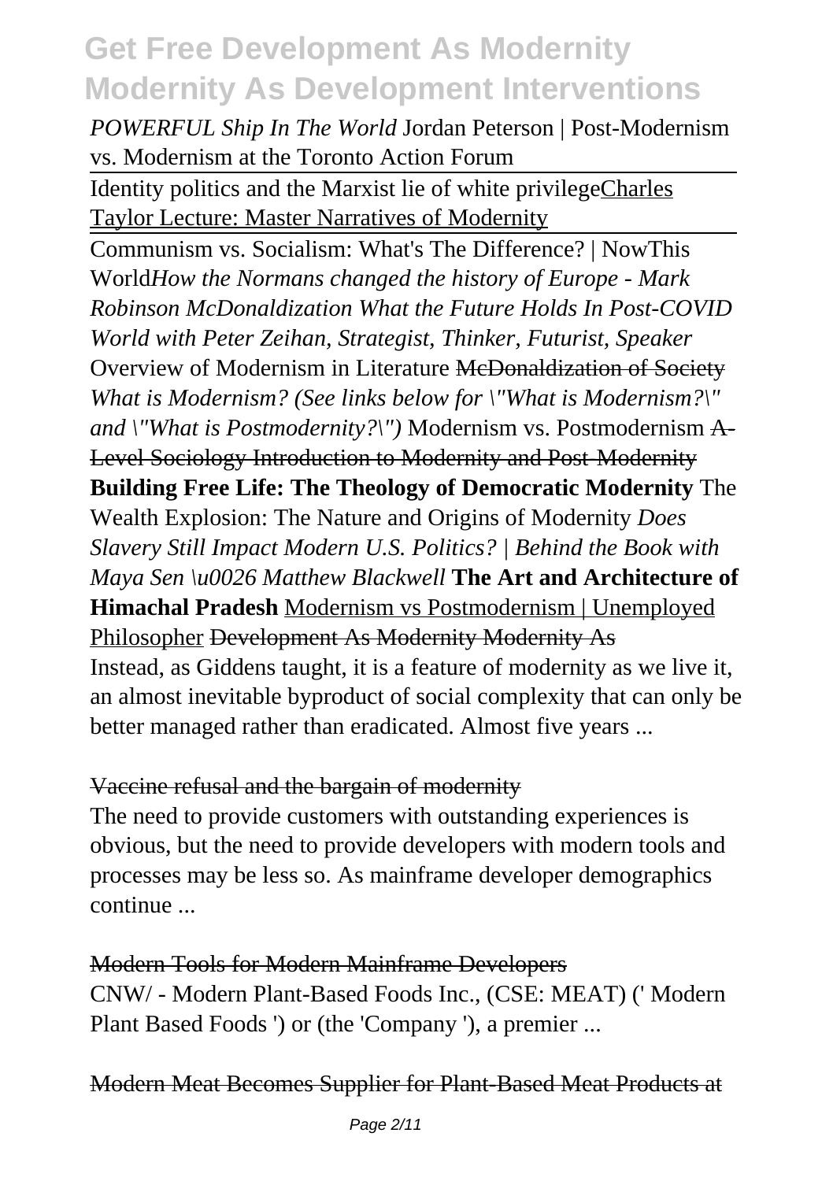*POWERFUL Ship In The World* Jordan Peterson | Post-Modernism vs. Modernism at the Toronto Action Forum

Identity politics and the Marxist lie of white privilegeCharles Taylor Lecture: Master Narratives of Modernity

Communism vs. Socialism: What's The Difference? | NowThis World*How the Normans changed the history of Europe - Mark Robinson McDonaldization What the Future Holds In Post-COVID World with Peter Zeihan, Strategist, Thinker, Futurist, Speaker* Overview of Modernism in Literature McDonaldization of Society *What is Modernism? (See links below for \"What is Modernism?\" and \"What is Postmodernity?\")* Modernism vs. Postmodernism A-Level Sociology Introduction to Modernity and Post-Modernity **Building Free Life: The Theology of Democratic Modernity** The Wealth Explosion: The Nature and Origins of Modernity *Does Slavery Still Impact Modern U.S. Politics? | Behind the Book with Maya Sen \u0026 Matthew Blackwell* **The Art and Architecture of Himachal Pradesh** Modernism vs Postmodernism | Unemployed Philosopher Development As Modernity Modernity As

Instead, as Giddens taught, it is a feature of modernity as we live it, an almost inevitable byproduct of social complexity that can only be better managed rather than eradicated. Almost five years ...

Vaccine refusal and the bargain of modernity

The need to provide customers with outstanding experiences is obvious, but the need to provide developers with modern tools and processes may be less so. As mainframe developer demographics continue ...

Modern Tools for Modern Mainframe Developers

CNW/ - Modern Plant-Based Foods Inc., (CSE: MEAT) (' Modern Plant Based Foods ') or (the 'Company '), a premier ...

Modern Meat Becomes Supplier for Plant-Based Meat Products at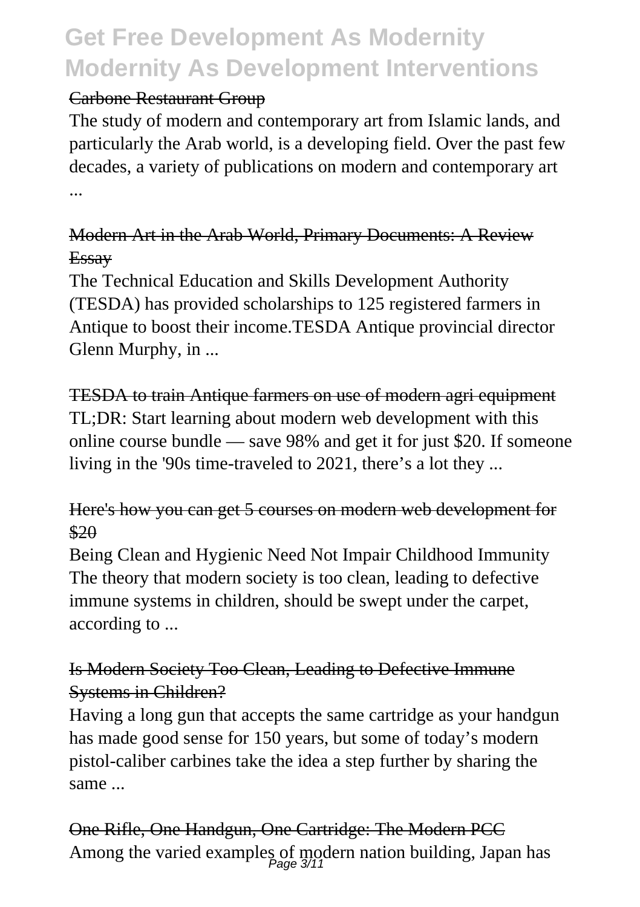Carbone Restaurant Group

The study of modern and contemporary art from Islamic lands, and particularly the Arab world, is a developing field. Over the past few decades, a variety of publications on modern and contemporary art ...

Modern Art in the Arab World, Primary Documents: A Review Essay

The Technical Education and Skills Development Authority (TESDA) has provided scholarships to 125 registered farmers in Antique to boost their income.TESDA Antique provincial director Glenn Murphy, in ...

TESDA to train Antique farmers on use of modern agri equipment

TL;DR: Start learning about modern web development with this online course bundle — save 98% and get it for just $20. If someone living in the '90s time-traveled to 2021, there's a lot they ...

Here's how you can get 5 courses on modern web development for $20

Being Clean and Hygienic Need Not Impair Childhood Immunity The theory that modern society is too clean, leading to defective immune systems in children, should be swept under the carpet, according to ...

Is Modern Society Too Clean, Leading to Defective Immune Systems in Children?

Having a long gun that accepts the same cartridge as your handgun has made good sense for 150 years, but some of today's modern pistol-caliber carbines take the idea a step further by sharing the same ...

One Rifle, One Handgun, One Cartridge: The Modern PCC

Among the varied examples of modern nation building, Japan has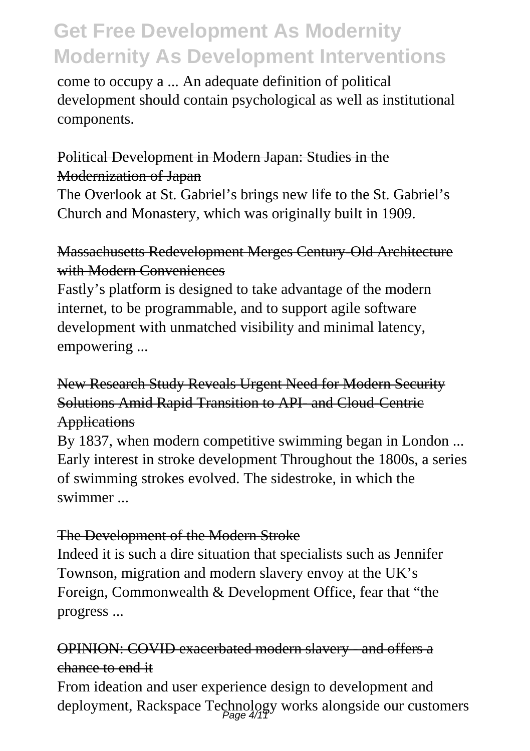come to occupy a ... An adequate definition of political development should contain psychological as well as institutional components.

### Political Development in Modern Japan: Studies in the Modernization of Japan

The Overlook at St. Gabriel's brings new life to the St. Gabriel's Church and Monastery, which was originally built in 1909.

### Massachusetts Redevelopment Merges Century-Old Architecture with Modern Conveniences

Fastly's platform is designed to take advantage of the modern internet, to be programmable, and to support agile software development with unmatched visibility and minimal latency, empowering ...

### New Research Study Reveals Urgent Need for Modern Security Solutions Amid Rapid Transition to API- and Cloud-Centric Applications

By 1837, when modern competitive swimming began in London ... Early interest in stroke development Throughout the 1800s, a series of swimming strokes evolved. The sidestroke, in which the swimmer ...

### The Development of the Modern Stroke

Indeed it is such a dire situation that specialists such as Jennifer Townson, migration and modern slavery envoy at the UK's Foreign, Commonwealth & Development Office, fear that "the progress ...

### OPINION: COVID exacerbated modern slavery - and offers a chance to end it

From ideation and user experience design to development and deployment, Rackspace Technology works alongside our customers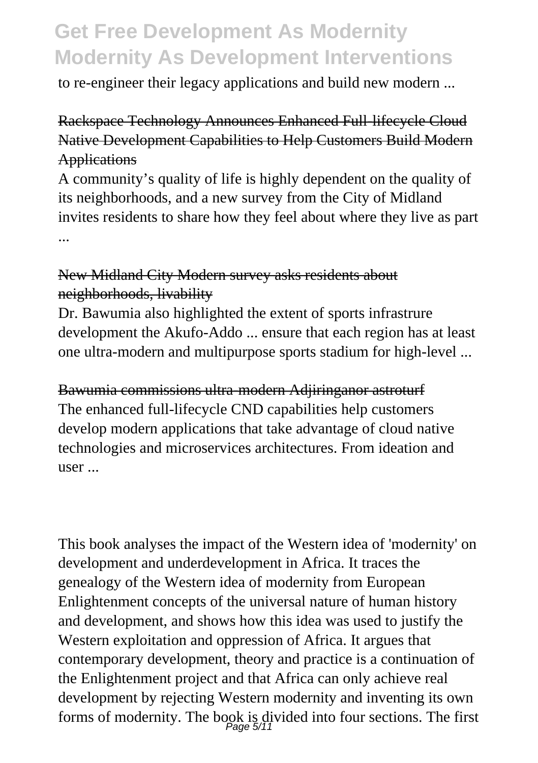to re-engineer their legacy applications and build new modern ...

Rackspace Technology Announces Enhanced Full-lifecycle Cloud Native Development Capabilities to Help Customers Build Modern Applications

A community's quality of life is highly dependent on the quality of its neighborhoods, and a new survey from the City of Midland invites residents to share how they feel about where they live as part ...

New Midland City Modern survey asks residents about neighborhoods, livability

Dr. Bawumia also highlighted the extent of sports infrastrure development the Akufo-Addo ... ensure that each region has at least one ultra-modern and multipurpose sports stadium for high-level ...

Bawumia commissions ultra-modern Adjiringanor astroturf

The enhanced full-lifecycle CND capabilities help customers develop modern applications that take advantage of cloud native technologies and microservices architectures. From ideation and user ...

This book analyses the impact of the Western idea of 'modernity' on development and underdevelopment in Africa. It traces the genealogy of the Western idea of modernity from European Enlightenment concepts of the universal nature of human history and development, and shows how this idea was used to justify the Western exploitation and oppression of Africa. It argues that contemporary development, theory and practice is a continuation of the Enlightenment project and that Africa can only achieve real development by rejecting Western modernity and inventing its own forms of modernity. The book is divided into four sections. The first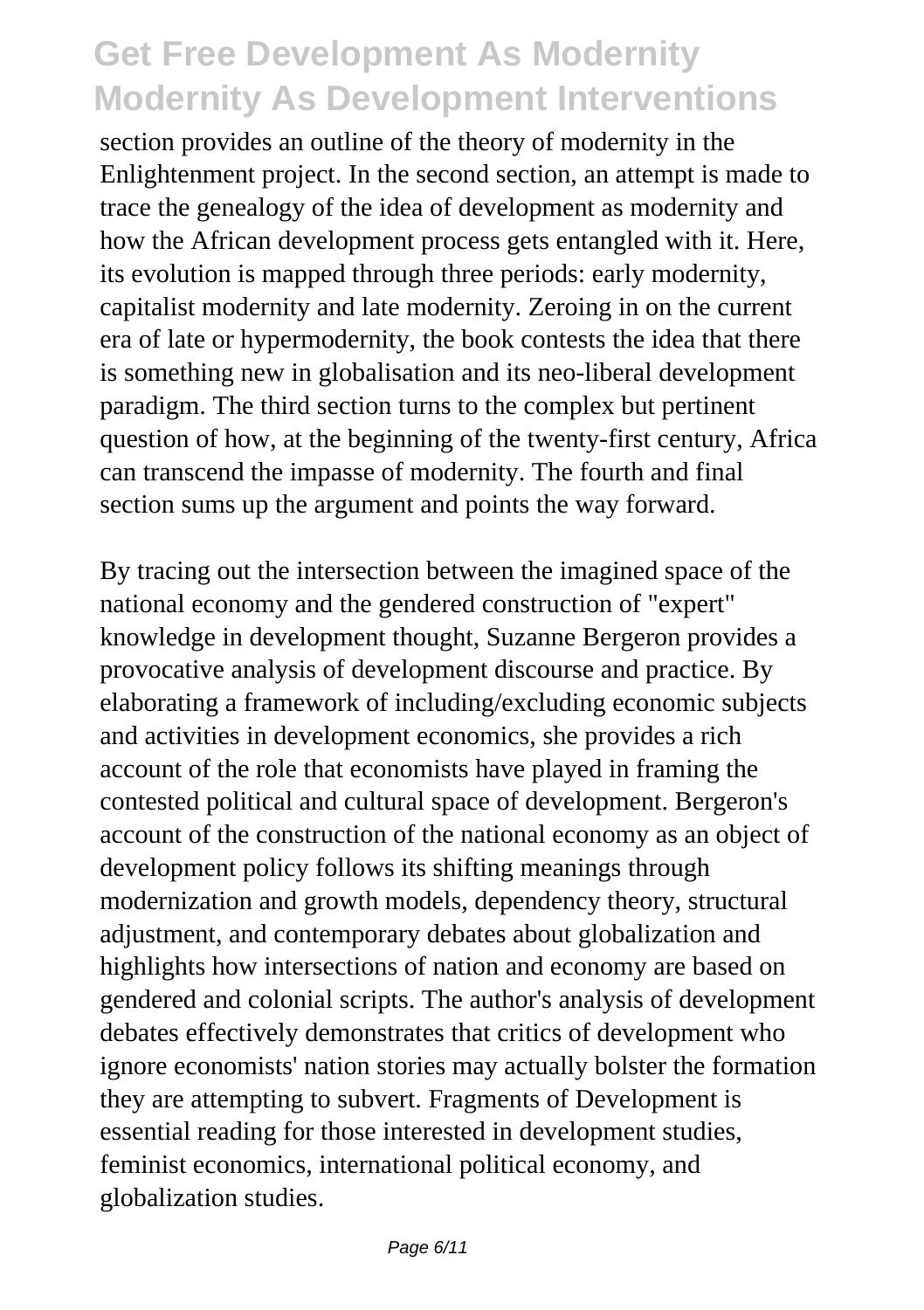section provides an outline of the theory of modernity in the Enlightenment project. In the second section, an attempt is made to trace the genealogy of the idea of development as modernity and how the African development process gets entangled with it. Here, its evolution is mapped through three periods: early modernity, capitalist modernity and late modernity. Zeroing in on the current era of late or hypermodernity, the book contests the idea that there is something new in globalisation and its neo-liberal development paradigm. The third section turns to the complex but pertinent question of how, at the beginning of the twenty-first century, Africa can transcend the impasse of modernity. The fourth and final section sums up the argument and points the way forward.

By tracing out the intersection between the imagined space of the national economy and the gendered construction of "expert" knowledge in development thought, Suzanne Bergeron provides a provocative analysis of development discourse and practice. By elaborating a framework of including/excluding economic subjects and activities in development economics, she provides a rich account of the role that economists have played in framing the contested political and cultural space of development. Bergeron's account of the construction of the national economy as an object of development policy follows its shifting meanings through modernization and growth models, dependency theory, structural adjustment, and contemporary debates about globalization and highlights how intersections of nation and economy are based on gendered and colonial scripts. The author's analysis of development debates effectively demonstrates that critics of development who ignore economists' nation stories may actually bolster the formation they are attempting to subvert. Fragments of Development is essential reading for those interested in development studies, feminist economics, international political economy, and globalization studies.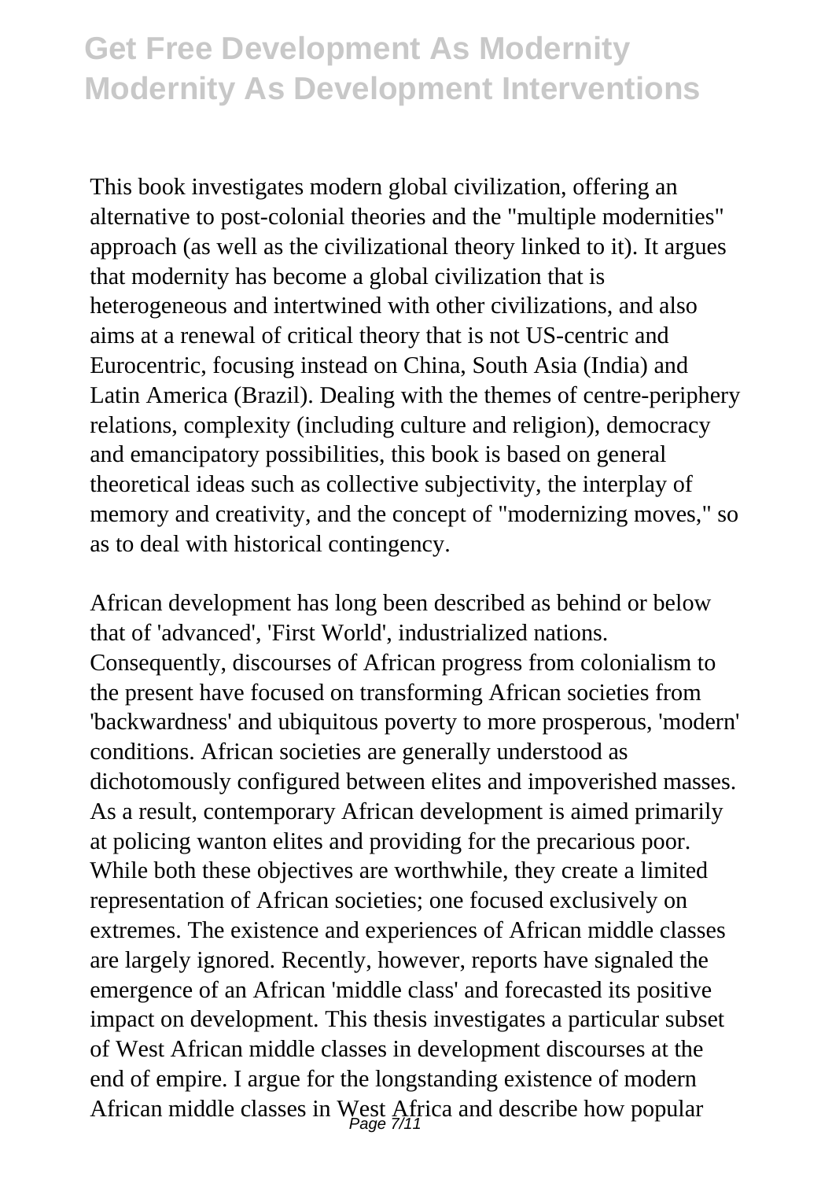This book investigates modern global civilization, offering an alternative to post-colonial theories and the "multiple modernities" approach (as well as the civilizational theory linked to it). It argues that modernity has become a global civilization that is heterogeneous and intertwined with other civilizations, and also aims at a renewal of critical theory that is not US-centric and Eurocentric, focusing instead on China, South Asia (India) and Latin America (Brazil). Dealing with the themes of centre-periphery relations, complexity (including culture and religion), democracy and emancipatory possibilities, this book is based on general theoretical ideas such as collective subjectivity, the interplay of memory and creativity, and the concept of "modernizing moves," so as to deal with historical contingency.

African development has long been described as behind or below that of 'advanced', 'First World', industrialized nations. Consequently, discourses of African progress from colonialism to the present have focused on transforming African societies from 'backwardness' and ubiquitous poverty to more prosperous, 'modern' conditions. African societies are generally understood as dichotomously configured between elites and impoverished masses. As a result, contemporary African development is aimed primarily at policing wanton elites and providing for the precarious poor. While both these objectives are worthwhile, they create a limited representation of African societies; one focused exclusively on extremes. The existence and experiences of African middle classes are largely ignored. Recently, however, reports have signaled the emergence of an African 'middle class' and forecasted its positive impact on development. This thesis investigates a particular subset of West African middle classes in development discourses at the end of empire. I argue for the longstanding existence of modern African middle classes in West Africa and describe how popular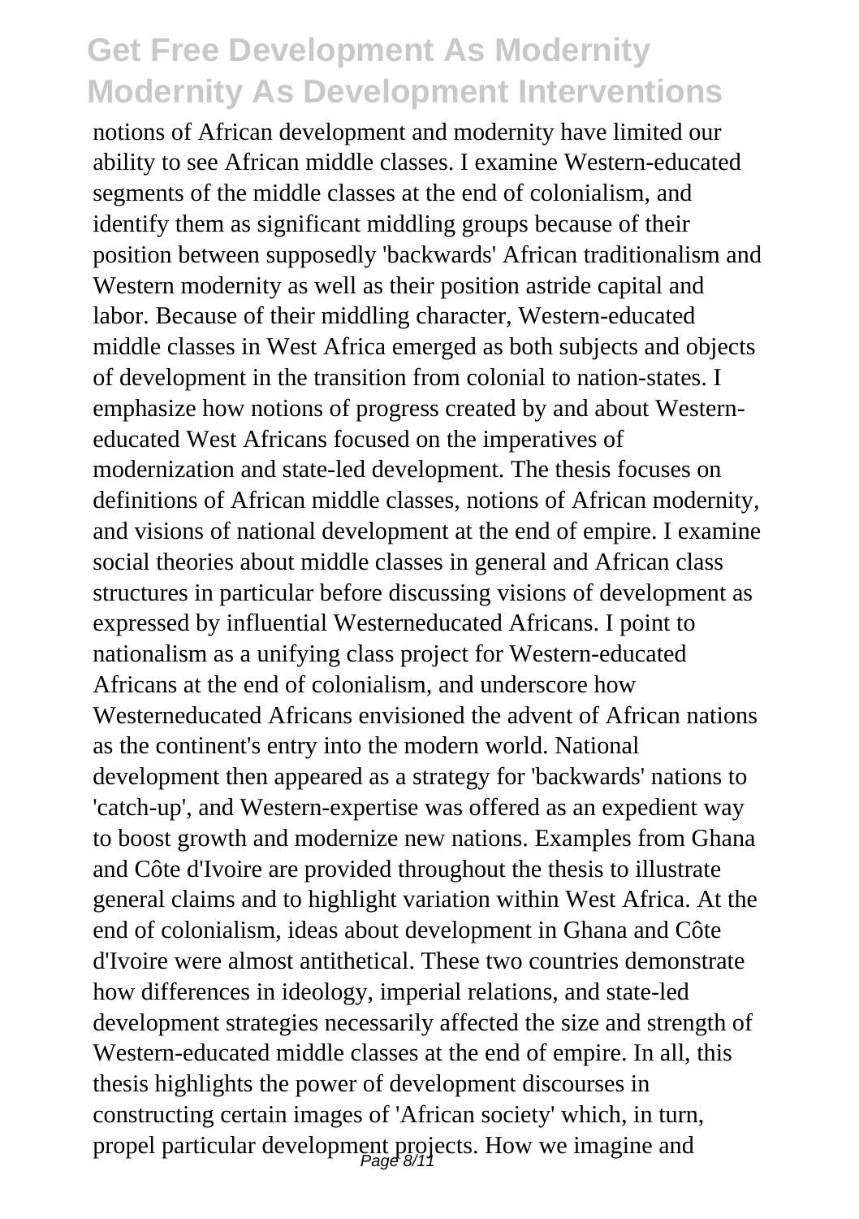notions of African development and modernity have limited our ability to see African middle classes. I examine Western-educated segments of the middle classes at the end of colonialism, and identify them as significant middling groups because of their position between supposedly 'backwards' African traditionalism and Western modernity as well as their position astride capital and labor. Because of their middling character, Western-educated middle classes in West Africa emerged as both subjects and objects of development in the transition from colonial to nation-states. I emphasize how notions of progress created by and about Western-educated West Africans focused on the imperatives of modernization and state-led development. The thesis focuses on definitions of African middle classes, notions of African modernity, and visions of national development at the end of empire. I examine social theories about middle classes in general and African class structures in particular before discussing visions of development as expressed by influential Westerneducated Africans. I point to nationalism as a unifying class project for Western-educated Africans at the end of colonialism, and underscore how Westerneducated Africans envisioned the advent of African nations as the continent's entry into the modern world. National development then appeared as a strategy for 'backwards' nations to 'catch-up', and Western-expertise was offered as an expedient way to boost growth and modernize new nations. Examples from Ghana and Côte d'Ivoire are provided throughout the thesis to illustrate general claims and to highlight variation within West Africa. At the end of colonialism, ideas about development in Ghana and Côte d'Ivoire were almost antithetical. These two countries demonstrate how differences in ideology, imperial relations, and state-led development strategies necessarily affected the size and strength of Western-educated middle classes at the end of empire. In all, this thesis highlights the power of development discourses in constructing certain images of 'African society' which, in turn, propel particular development projects. How we imagine and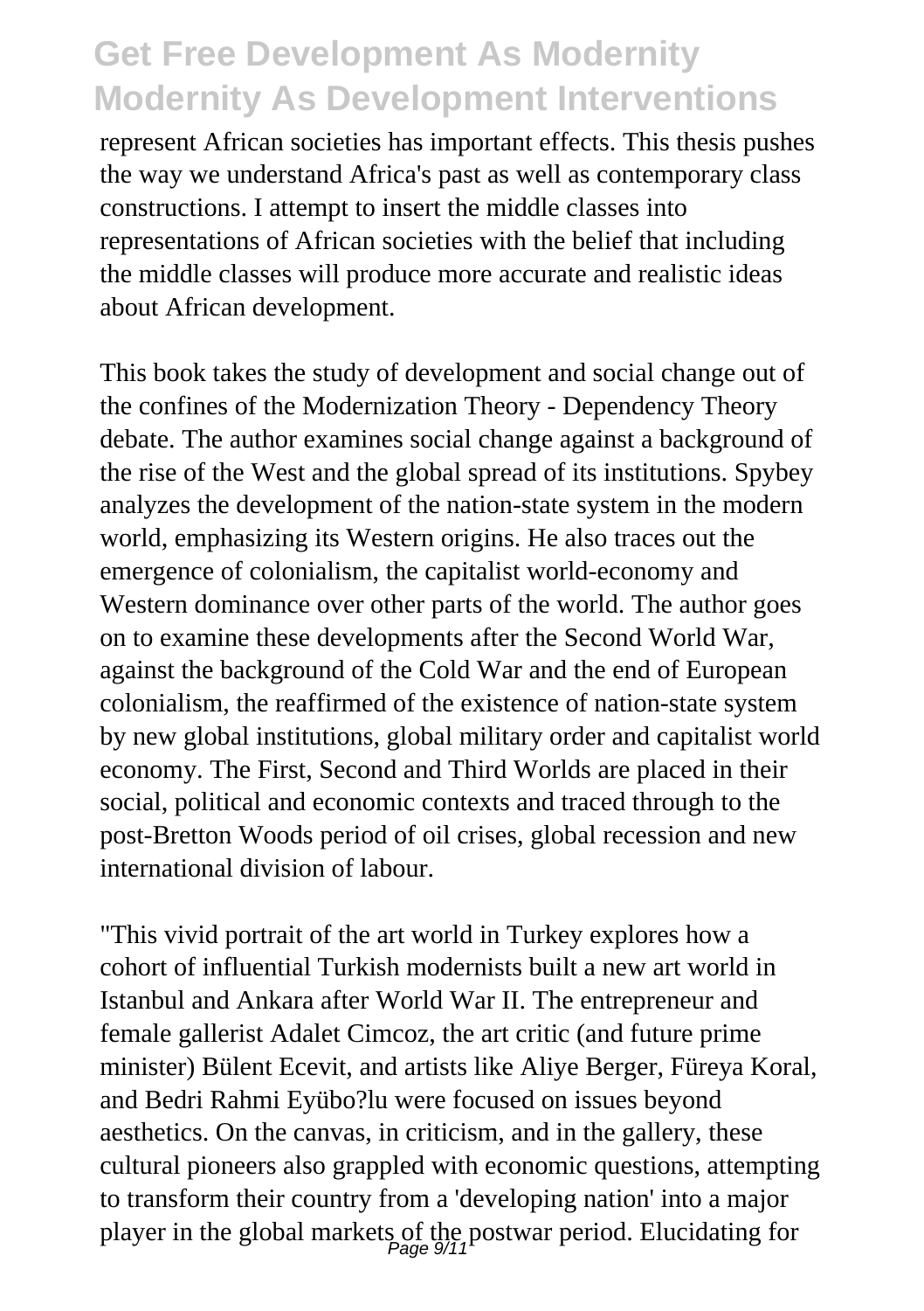represent African societies has important effects. This thesis pushes the way we understand Africa's past as well as contemporary class constructions. I attempt to insert the middle classes into representations of African societies with the belief that including the middle classes will produce more accurate and realistic ideas about African development.

This book takes the study of development and social change out of the confines of the Modernization Theory - Dependency Theory debate. The author examines social change against a background of the rise of the West and the global spread of its institutions. Spybey analyzes the development of the nation-state system in the modern world, emphasizing its Western origins. He also traces out the emergence of colonialism, the capitalist world-economy and Western dominance over other parts of the world. The author goes on to examine these developments after the Second World War, against the background of the Cold War and the end of European colonialism, the reaffirmed of the existence of nation-state system by new global institutions, global military order and capitalist world economy. The First, Second and Third Worlds are placed in their social, political and economic contexts and traced through to the post-Bretton Woods period of oil crises, global recession and new international division of labour.

"This vivid portrait of the art world in Turkey explores how a cohort of influential Turkish modernists built a new art world in Istanbul and Ankara after World War II. The entrepreneur and female gallerist Adalet Cimcoz, the art critic (and future prime minister) Bülent Ecevit, and artists like Aliye Berger, Füreya Koral, and Bedri Rahmi Eyübo?lu were focused on issues beyond aesthetics. On the canvas, in criticism, and in the gallery, these cultural pioneers also grappled with economic questions, attempting to transform their country from a 'developing nation' into a major player in the global markets of the postwar period. Elucidating for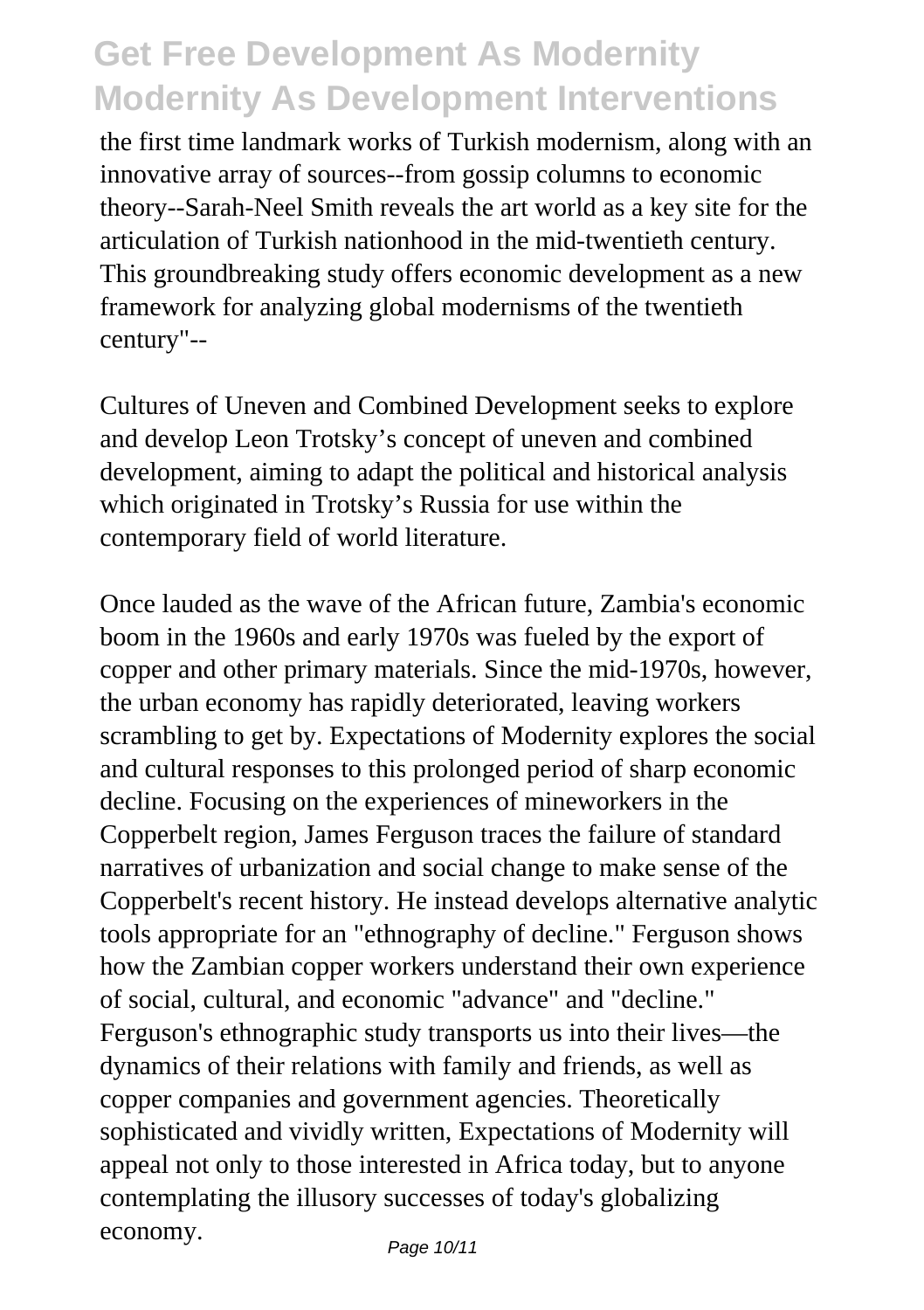the first time landmark works of Turkish modernism, along with an innovative array of sources--from gossip columns to economic theory--Sarah-Neel Smith reveals the art world as a key site for the articulation of Turkish nationhood in the mid-twentieth century. This groundbreaking study offers economic development as a new framework for analyzing global modernisms of the twentieth century"--

Cultures of Uneven and Combined Development seeks to explore and develop Leon Trotsky's concept of uneven and combined development, aiming to adapt the political and historical analysis which originated in Trotsky's Russia for use within the contemporary field of world literature.

Once lauded as the wave of the African future, Zambia's economic boom in the 1960s and early 1970s was fueled by the export of copper and other primary materials. Since the mid-1970s, however, the urban economy has rapidly deteriorated, leaving workers scrambling to get by. Expectations of Modernity explores the social and cultural responses to this prolonged period of sharp economic decline. Focusing on the experiences of mineworkers in the Copperbelt region, James Ferguson traces the failure of standard narratives of urbanization and social change to make sense of the Copperbelt's recent history. He instead develops alternative analytic tools appropriate for an "ethnography of decline." Ferguson shows how the Zambian copper workers understand their own experience of social, cultural, and economic "advance" and "decline." Ferguson's ethnographic study transports us into their lives—the dynamics of their relations with family and friends, as well as copper companies and government agencies. Theoretically sophisticated and vividly written, Expectations of Modernity will appeal not only to those interested in Africa today, but to anyone contemplating the illusory successes of today's globalizing economy.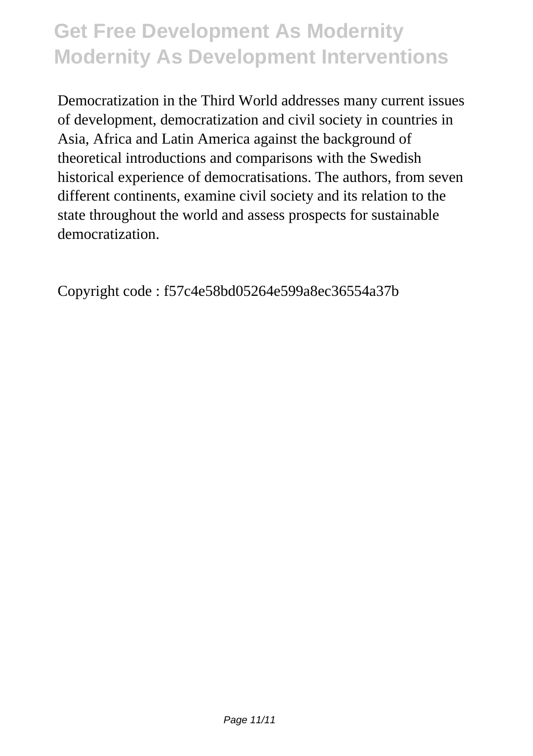Democratization in the Third World addresses many current issues of development, democratization and civil society in countries in Asia, Africa and Latin America against the background of theoretical introductions and comparisons with the Swedish historical experience of democratisations. The authors, from seven different continents, examine civil society and its relation to the state throughout the world and assess prospects for sustainable democratization.

Copyright code : f57c4e58bd05264e599a8ec36554a37b